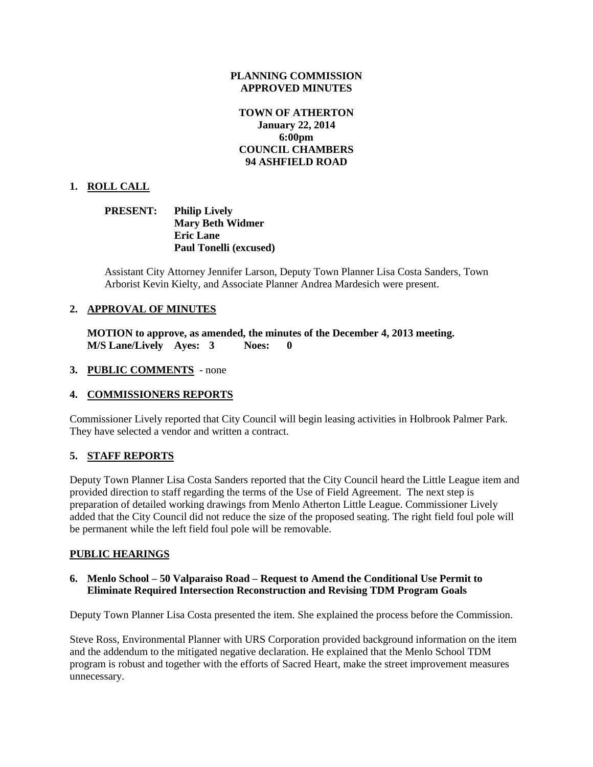**PLANNING COMMISSION**
**APPROVED MINUTES**

**TOWN OF ATHERTON**
**January 22, 2014**
**6:00pm**
**COUNCIL CHAMBERS**
**94 ASHFIELD ROAD**

## 1. ROLL CALL

**PRESENT:** **Philip Lively**
**Mary Beth Widmer**
**Eric Lane**
**Paul Tonelli (excused)**

Assistant City Attorney Jennifer Larson, Deputy Town Planner Lisa Costa Sanders, Town Arborist Kevin Kielty, and Associate Planner Andrea Mardesich were present.

## 2. APPROVAL OF MINUTES

**MOTION to approve, as amended, the minutes of the December 4, 2013 meeting.**
**M/S Lane/Lively Ayes: 3 Noes: 0**

## 3. PUBLIC COMMENTS - none

## 4. COMMISSIONERS REPORTS

Commissioner Lively reported that City Council will begin leasing activities in Holbrook Palmer Park. They have selected a vendor and written a contract.

## 5. STAFF REPORTS

Deputy Town Planner Lisa Costa Sanders reported that the City Council heard the Little League item and provided direction to staff regarding the terms of the Use of Field Agreement. The next step is preparation of detailed working drawings from Menlo Atherton Little League. Commissioner Lively added that the City Council did not reduce the size of the proposed seating. The right field foul pole will be permanent while the left field foul pole will be removable.

## PUBLIC HEARINGS

### 6. Menlo School – 50 Valparaiso Road – Request to Amend the Conditional Use Permit to Eliminate Required Intersection Reconstruction and Revising TDM Program Goals

Deputy Town Planner Lisa Costa presented the item. She explained the process before the Commission.

Steve Ross, Environmental Planner with URS Corporation provided background information on the item and the addendum to the mitigated negative declaration. He explained that the Menlo School TDM program is robust and together with the efforts of Sacred Heart, make the street improvement measures unnecessary.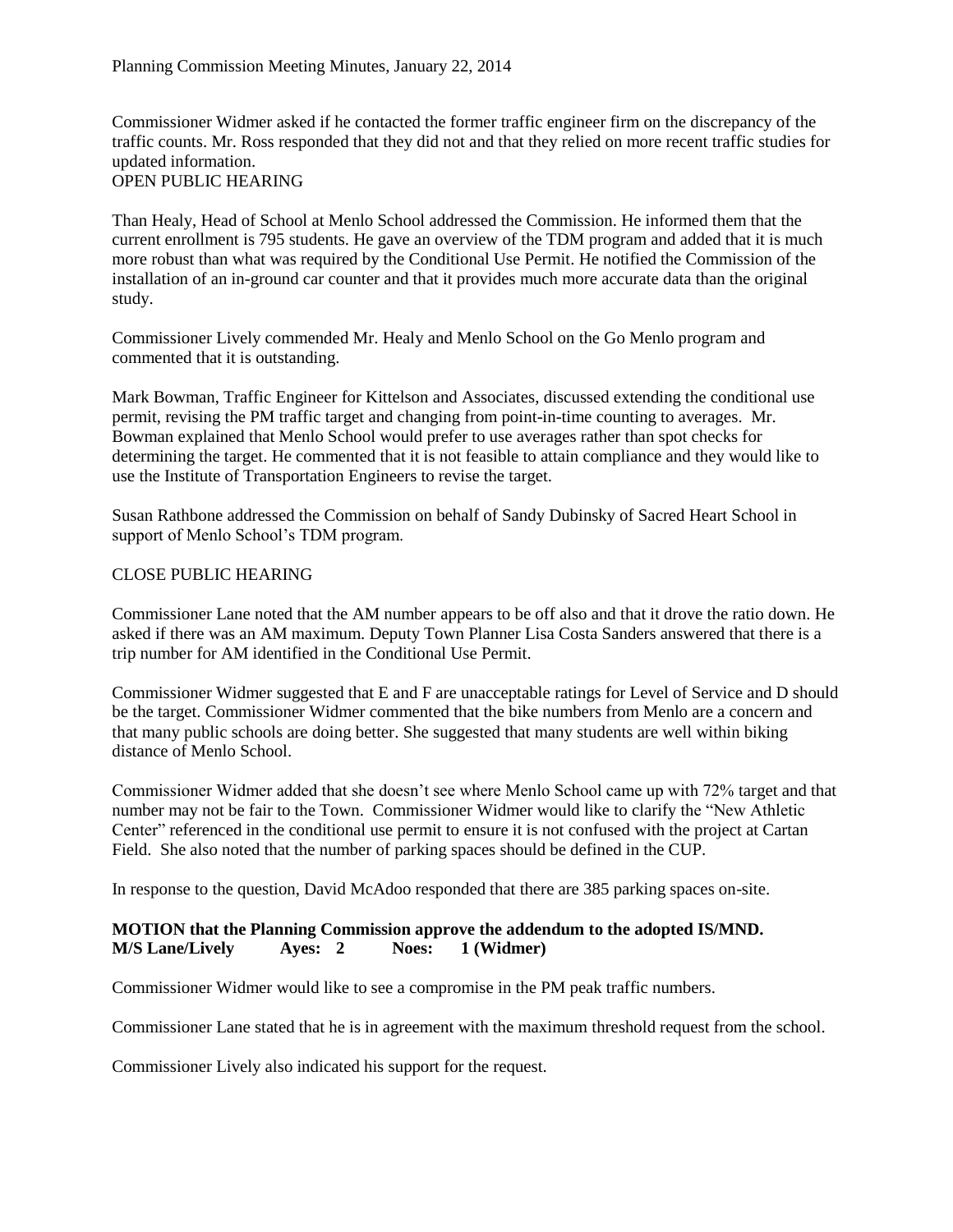Commissioner Widmer asked if he contacted the former traffic engineer firm on the discrepancy of the traffic counts. Mr. Ross responded that they did not and that they relied on more recent traffic studies for updated information.

OPEN PUBLIC HEARING

Than Healy, Head of School at Menlo School addressed the Commission. He informed them that the current enrollment is 795 students. He gave an overview of the TDM program and added that it is much more robust than what was required by the Conditional Use Permit. He notified the Commission of the installation of an in-ground car counter and that it provides much more accurate data than the original study.

Commissioner Lively commended Mr. Healy and Menlo School on the Go Menlo program and commented that it is outstanding.

Mark Bowman, Traffic Engineer for Kittelson and Associates, discussed extending the conditional use permit, revising the PM traffic target and changing from point-in-time counting to averages. Mr. Bowman explained that Menlo School would prefer to use averages rather than spot checks for determining the target. He commented that it is not feasible to attain compliance and they would like to use the Institute of Transportation Engineers to revise the target.

Susan Rathbone addressed the Commission on behalf of Sandy Dubinsky of Sacred Heart School in support of Menlo School's TDM program.

CLOSE PUBLIC HEARING

Commissioner Lane noted that the AM number appears to be off also and that it drove the ratio down. He asked if there was an AM maximum. Deputy Town Planner Lisa Costa Sanders answered that there is a trip number for AM identified in the Conditional Use Permit.

Commissioner Widmer suggested that E and F are unacceptable ratings for Level of Service and D should be the target. Commissioner Widmer commented that the bike numbers from Menlo are a concern and that many public schools are doing better. She suggested that many students are well within biking distance of Menlo School.

Commissioner Widmer added that she doesn't see where Menlo School came up with 72% target and that number may not be fair to the Town. Commissioner Widmer would like to clarify the "New Athletic Center" referenced in the conditional use permit to ensure it is not confused with the project at Cartan Field. She also noted that the number of parking spaces should be defined in the CUP.

In response to the question, David McAdoo responded that there are 385 parking spaces on-site.

**MOTION that the Planning Commission approve the addendum to the adopted IS/MND.**
**M/S Lane/Lively Ayes: 2 Noes: 1 (Widmer)**

Commissioner Widmer would like to see a compromise in the PM peak traffic numbers.

Commissioner Lane stated that he is in agreement with the maximum threshold request from the school.

Commissioner Lively also indicated his support for the request.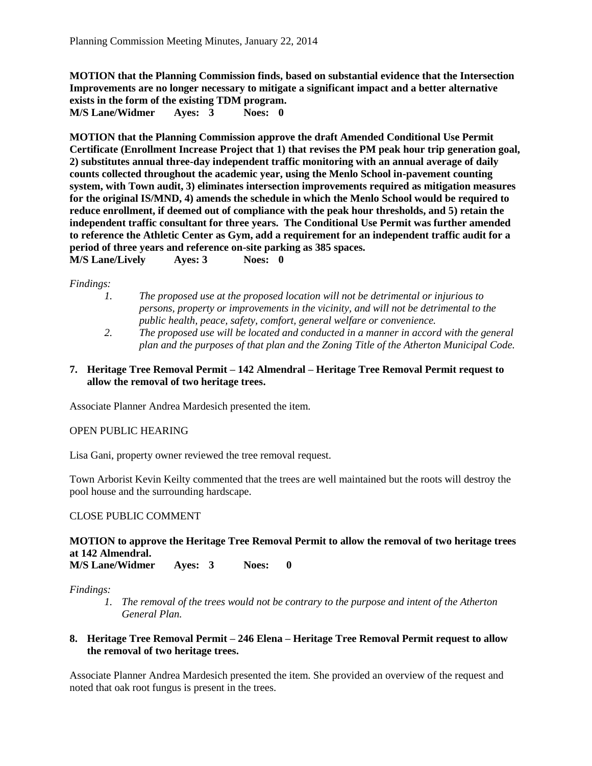**MOTION that the Planning Commission finds, based on substantial evidence that the Intersection Improvements are no longer necessary to mitigate a significant impact and a better alternative exists in the form of the existing TDM program.**
**M/S Lane/Widmer Ayes: 3 Noes: 0**

**MOTION that the Planning Commission approve the draft Amended Conditional Use Permit Certificate (Enrollment Increase Project that 1) that revises the PM peak hour trip generation goal, 2) substitutes annual three-day independent traffic monitoring with an annual average of daily counts collected throughout the academic year, using the Menlo School in-pavement counting system, with Town audit, 3) eliminates intersection improvements required as mitigation measures for the original IS/MND, 4) amends the schedule in which the Menlo School would be required to reduce enrollment, if deemed out of compliance with the peak hour thresholds, and 5) retain the independent traffic consultant for three years. The Conditional Use Permit was further amended to reference the Athletic Center as Gym, add a requirement for an independent traffic audit for a period of three years and reference on-site parking as 385 spaces.**
**M/S Lane/Lively Ayes: 3 Noes: 0**

*Findings:*

1. *The proposed use at the proposed location will not be detrimental or injurious to persons, property or improvements in the vicinity, and will not be detrimental to the public health, peace, safety, comfort, general welfare or convenience.*
2. *The proposed use will be located and conducted in a manner in accord with the general plan and the purposes of that plan and the Zoning Title of the Atherton Municipal Code.*

**7. Heritage Tree Removal Permit – 142 Almendral – Heritage Tree Removal Permit request to allow the removal of two heritage trees.**

Associate Planner Andrea Mardesich presented the item.

OPEN PUBLIC HEARING

Lisa Gani, property owner reviewed the tree removal request.

Town Arborist Kevin Keilty commented that the trees are well maintained but the roots will destroy the pool house and the surrounding hardscape.

CLOSE PUBLIC COMMENT

**MOTION to approve the Heritage Tree Removal Permit to allow the removal of two heritage trees at 142 Almendral.**
**M/S Lane/Widmer Ayes: 3 Noes: 0**

*Findings:*

1. *The removal of the trees would not be contrary to the purpose and intent of the Atherton General Plan.*

**8. Heritage Tree Removal Permit – 246 Elena – Heritage Tree Removal Permit request to allow the removal of two heritage trees.**

Associate Planner Andrea Mardesich presented the item. She provided an overview of the request and noted that oak root fungus is present in the trees.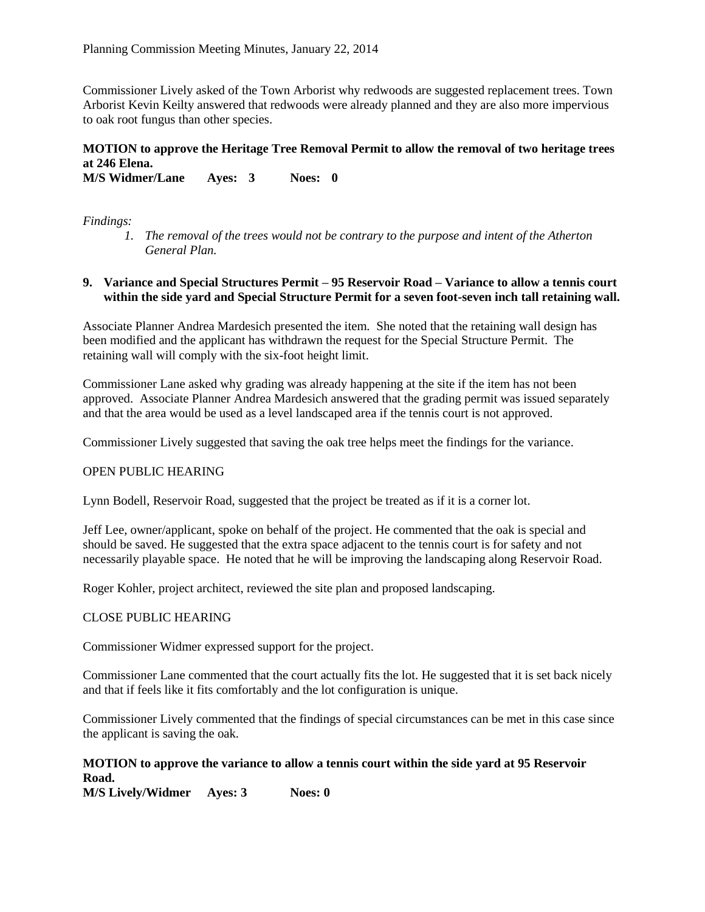Commissioner Lively asked of the Town Arborist why redwoods are suggested replacement trees. Town Arborist Kevin Keilty answered that redwoods were already planned and they are also more impervious to oak root fungus than other species.

**MOTION to approve the Heritage Tree Removal Permit to allow the removal of two heritage trees at 246 Elena.**
**M/S Widmer/Lane Ayes: 3 Noes: 0**

*Findings:*

1. *The removal of the trees would not be contrary to the purpose and intent of the Atherton General Plan.*

**9. Variance and Special Structures Permit – 95 Reservoir Road – Variance to allow a tennis court within the side yard and Special Structure Permit for a seven foot-seven inch tall retaining wall.**

Associate Planner Andrea Mardesich presented the item. She noted that the retaining wall design has been modified and the applicant has withdrawn the request for the Special Structure Permit. The retaining wall will comply with the six-foot height limit.

Commissioner Lane asked why grading was already happening at the site if the item has not been approved. Associate Planner Andrea Mardesich answered that the grading permit was issued separately and that the area would be used as a level landscaped area if the tennis court is not approved.

Commissioner Lively suggested that saving the oak tree helps meet the findings for the variance.

OPEN PUBLIC HEARING

Lynn Bodell, Reservoir Road, suggested that the project be treated as if it is a corner lot.

Jeff Lee, owner/applicant, spoke on behalf of the project. He commented that the oak is special and should be saved. He suggested that the extra space adjacent to the tennis court is for safety and not necessarily playable space. He noted that he will be improving the landscaping along Reservoir Road.

Roger Kohler, project architect, reviewed the site plan and proposed landscaping.

CLOSE PUBLIC HEARING

Commissioner Widmer expressed support for the project.

Commissioner Lane commented that the court actually fits the lot. He suggested that it is set back nicely and that if feels like it fits comfortably and the lot configuration is unique.

Commissioner Lively commented that the findings of special circumstances can be met in this case since the applicant is saving the oak.

**MOTION to approve the variance to allow a tennis court within the side yard at 95 Reservoir Road.**
**M/S Lively/Widmer Ayes: 3 Noes: 0**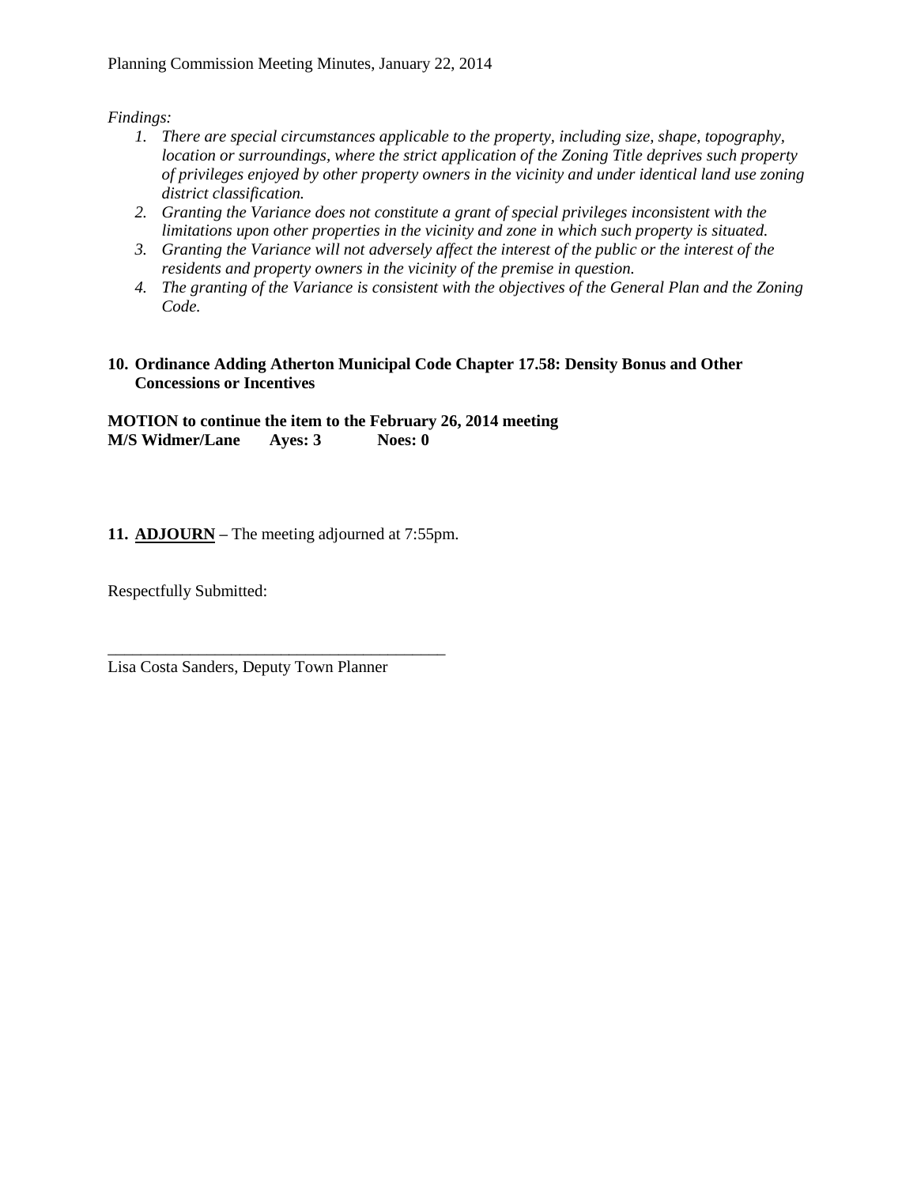*Findings:*

1. *There are special circumstances applicable to the property, including size, shape, topography, location or surroundings, where the strict application of the Zoning Title deprives such property of privileges enjoyed by other property owners in the vicinity and under identical land use zoning district classification.*
2. *Granting the Variance does not constitute a grant of special privileges inconsistent with the limitations upon other properties in the vicinity and zone in which such property is situated.*
3. *Granting the Variance will not adversely affect the interest of the public or the interest of the residents and property owners in the vicinity of the premise in question.*
4. *The granting of the Variance is consistent with the objectives of the General Plan and the Zoning Code.*

**10. Ordinance Adding Atherton Municipal Code Chapter 17.58: Density Bonus and Other Concessions or Incentives**

**MOTION to continue the item to the February 26, 2014 meeting**
**M/S Widmer/Lane Ayes: 3 Noes: 0**

**11. ADJOURN –** The meeting adjourned at 7:55pm.

Respectfully Submitted:

\_\_\_\_\_\_\_\_\_\_\_\_\_\_\_\_\_\_\_\_\_\_\_\_\_\_\_\_\_\_\_\_\_\_\_\_\_\_\_\_\_\_\_
Lisa Costa Sanders, Deputy Town Planner